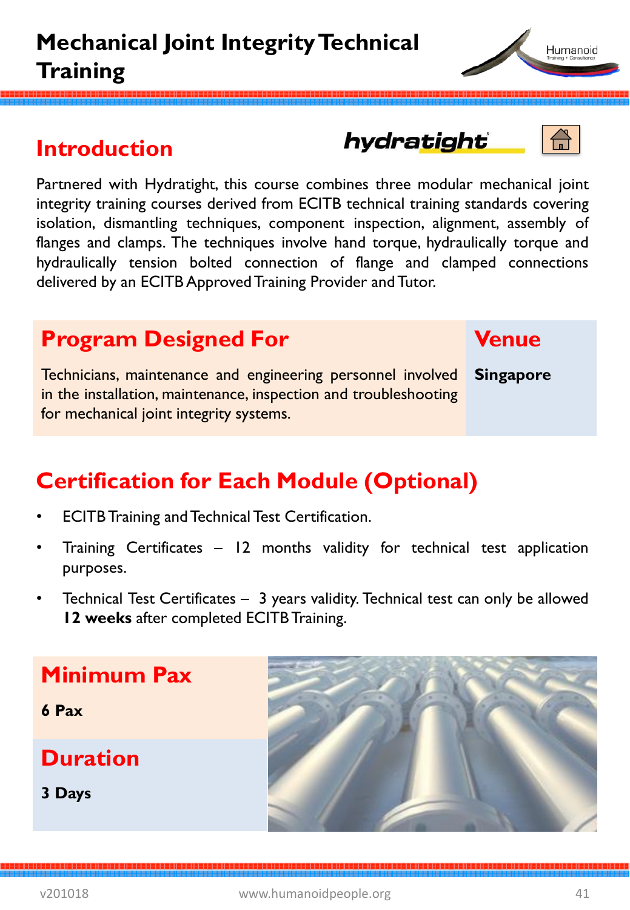# Mechanical Joint Integrity Technical Training

## Introduction

Partnered with Hydratight, this course combines three modular mechanical joint integrity training courses derived from ECITB technical training standards covering isolation, dismantling techniques, component inspection, alignment, assembly of flanges and clamps. The techniques involve hand torque, hydraulically torque and hydraulically tension bolted connection of flange and clamped connections delivered by an ECITB Approved Training Provider and Tutor.

## Program Designed For

Technicians, maintenance and engineering personnel involved in the installation, maintenance, inspection and troubleshooting for mechanical joint integrity systems.

## Venue

**Singapore**

## Certification for Each Module (Optional)

- ECITB Training and Technical Test Certification.
- Training Certificates – 12 months validity for technical test application purposes.
- Technical Test Certificates – 3 years validity. Technical test can only be allowed **12 weeks** after completed ECITB Training.

## Minimum Pax

**6 Pax**

## Duration

**3 Days**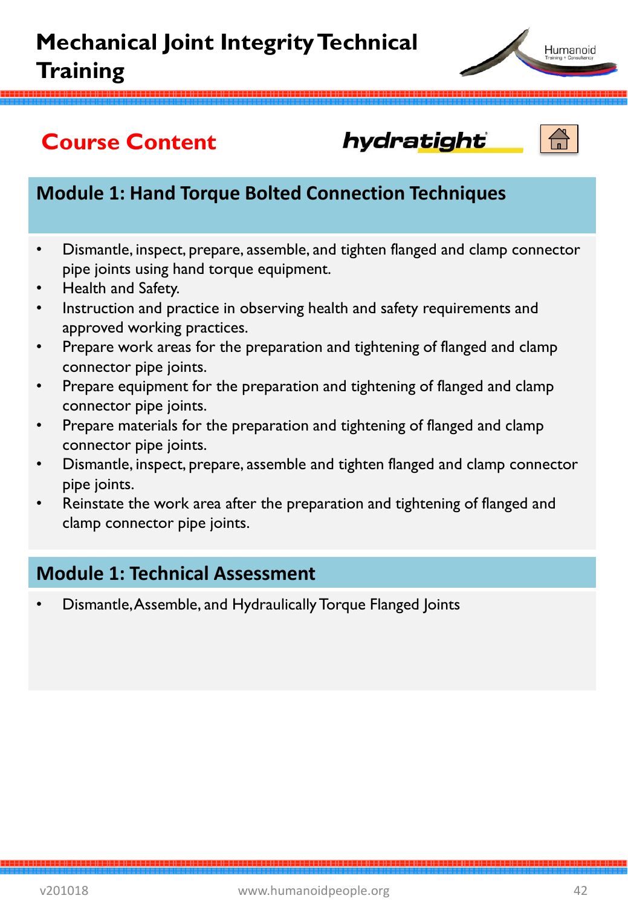# Mechanical Joint Integrity Technical Training

## Course Content

hydratight

### Module 1: Hand Torque Bolted Connection Techniques

- Dismantle, inspect, prepare, assemble, and tighten flanged and clamp connector pipe joints using hand torque equipment.
- Health and Safety.
- Instruction and practice in observing health and safety requirements and approved working practices.
- Prepare work areas for the preparation and tightening of flanged and clamp connector pipe joints.
- Prepare equipment for the preparation and tightening of flanged and clamp connector pipe joints.
- Prepare materials for the preparation and tightening of flanged and clamp connector pipe joints.
- Dismantle, inspect, prepare, assemble and tighten flanged and clamp connector pipe joints.
- Reinstate the work area after the preparation and tightening of flanged and clamp connector pipe joints.

### Module 1: Technical Assessment

- Dismantle, Assemble, and Hydraulically Torque Flanged Joints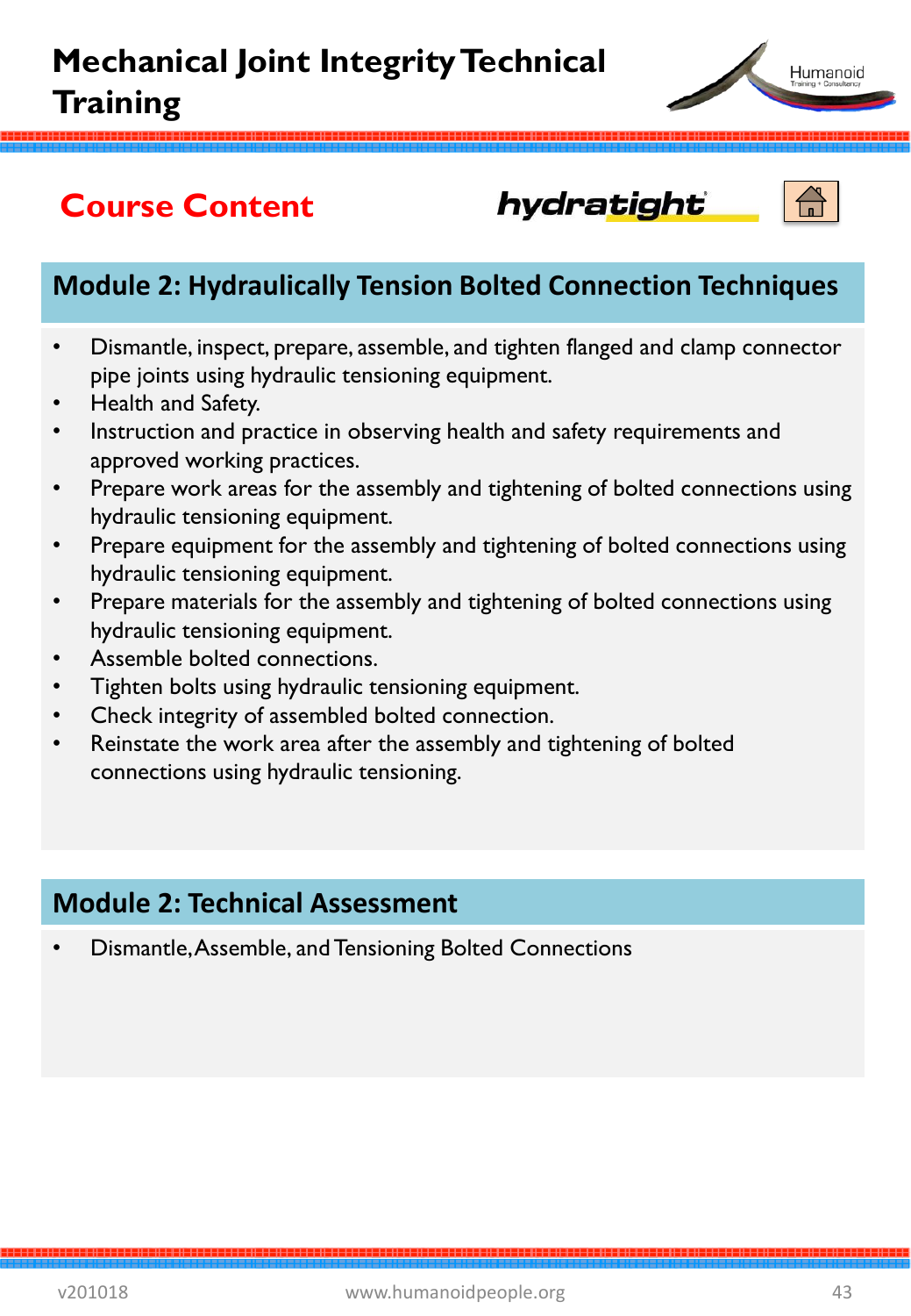# Mechanical Joint Integrity Technical Training

## Course Content

hydratight

### Module 2: Hydraulically Tension Bolted Connection Techniques

- Dismantle, inspect, prepare, assemble, and tighten flanged and clamp connector pipe joints using hydraulic tensioning equipment.
- Health and Safety.
- Instruction and practice in observing health and safety requirements and approved working practices.
- Prepare work areas for the assembly and tightening of bolted connections using hydraulic tensioning equipment.
- Prepare equipment for the assembly and tightening of bolted connections using hydraulic tensioning equipment.
- Prepare materials for the assembly and tightening of bolted connections using hydraulic tensioning equipment.
- Assemble bolted connections.
- Tighten bolts using hydraulic tensioning equipment.
- Check integrity of assembled bolted connection.
- Reinstate the work area after the assembly and tightening of bolted connections using hydraulic tensioning.

### Module 2: Technical Assessment

- Dismantle, Assemble, and Tensioning Bolted Connections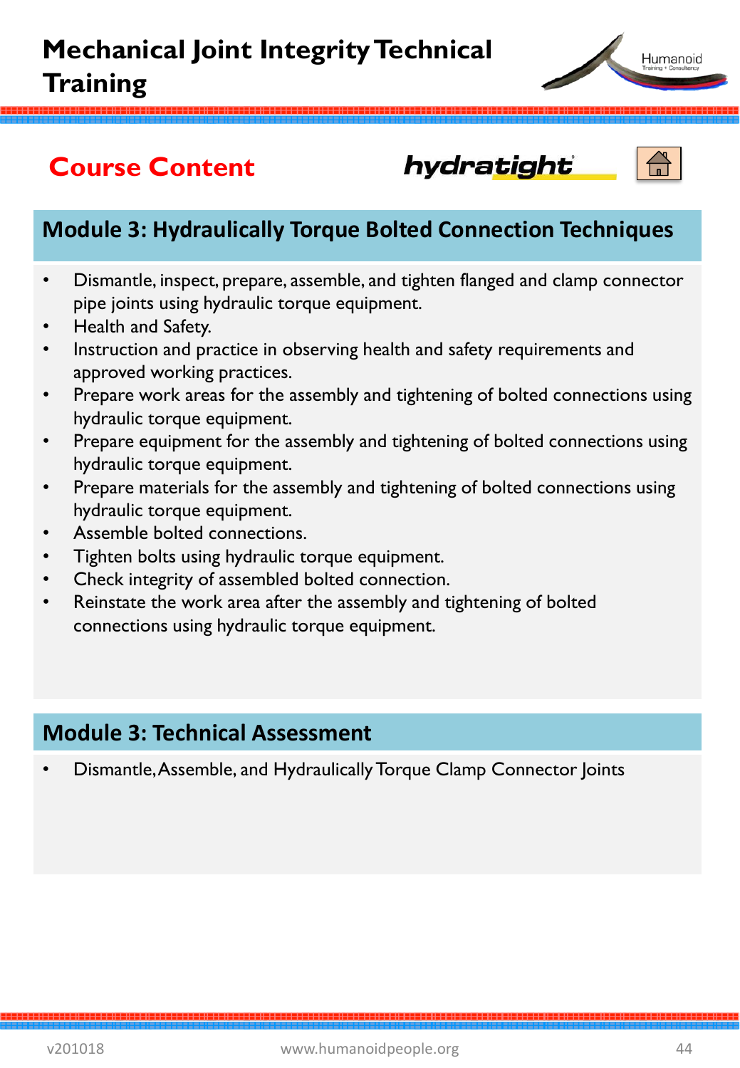# Mechanical Joint Integrity Technical Training

## Course Content

hydratight

### Module 3: Hydraulically Torque Bolted Connection Techniques

- Dismantle, inspect, prepare, assemble, and tighten flanged and clamp connector pipe joints using hydraulic torque equipment.
- Health and Safety.
- Instruction and practice in observing health and safety requirements and approved working practices.
- Prepare work areas for the assembly and tightening of bolted connections using hydraulic torque equipment.
- Prepare equipment for the assembly and tightening of bolted connections using hydraulic torque equipment.
- Prepare materials for the assembly and tightening of bolted connections using hydraulic torque equipment.
- Assemble bolted connections.
- Tighten bolts using hydraulic torque equipment.
- Check integrity of assembled bolted connection.
- Reinstate the work area after the assembly and tightening of bolted connections using hydraulic torque equipment.

### Module 3: Technical Assessment

- Dismantle, Assemble, and Hydraulically Torque Clamp Connector Joints